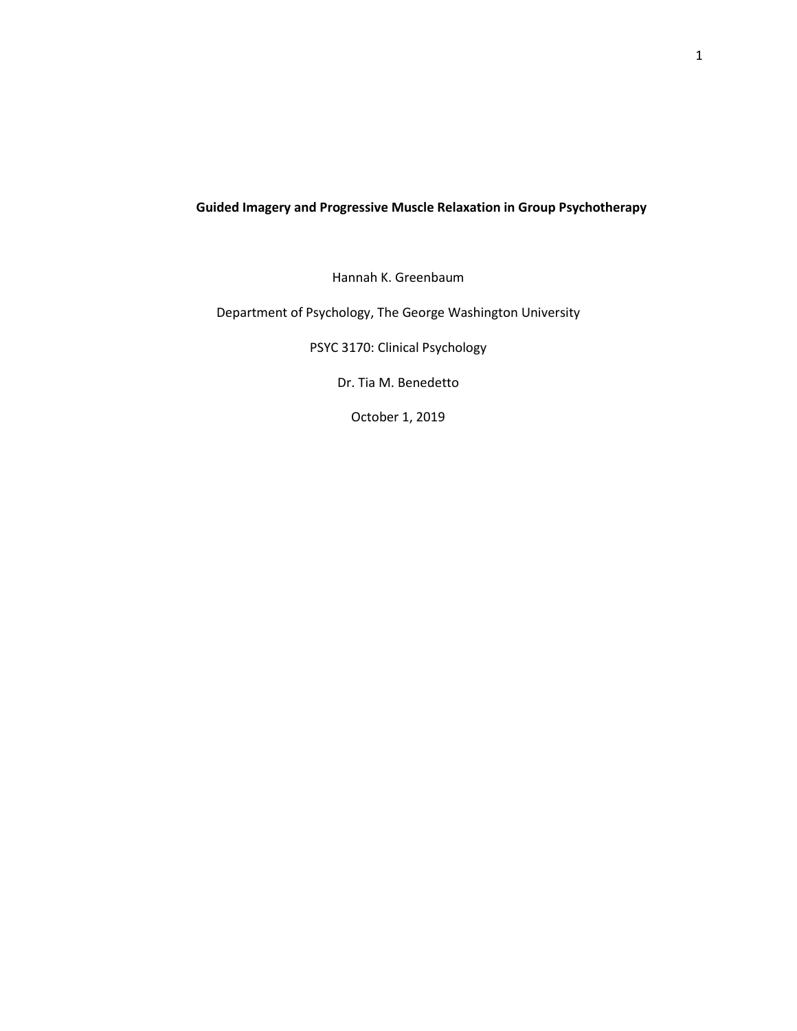# Guided Imagery and Progressive Muscle Relaxation in Group Psychotherapy

Hannah K. Greenbaum

Department of Psychology, The George Washington University

PSYC 3170: Clinical Psychology

Dr. Tia M. Benedetto

October 1, 2019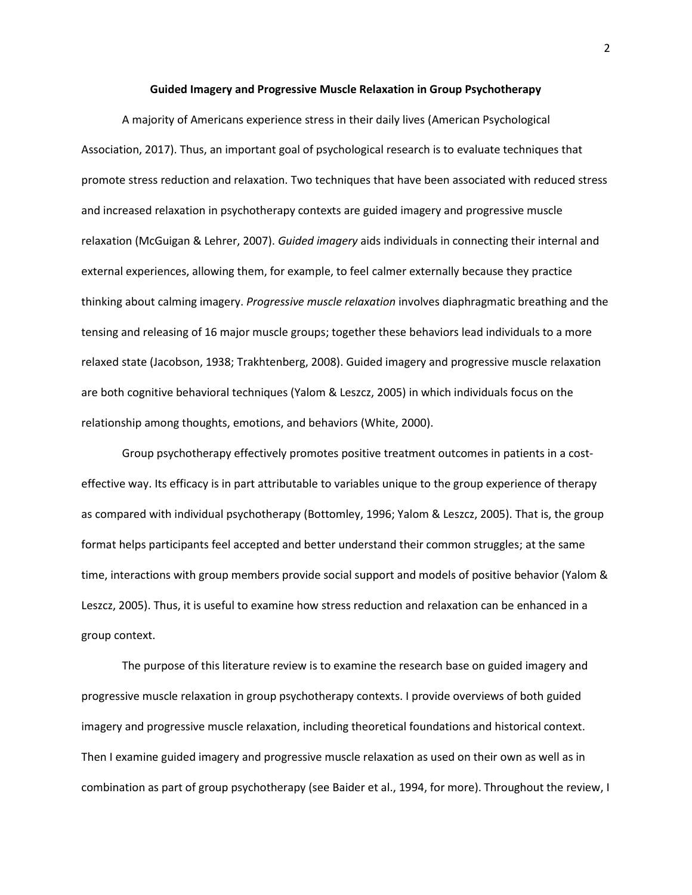## Guided Imagery and Progressive Muscle Relaxation in Group Psychotherapy

A majority of Americans experience stress in their daily lives (American Psychological Association, 2017). Thus, an important goal of psychological research is to evaluate techniques that promote stress reduction and relaxation. Two techniques that have been associated with reduced stress and increased relaxation in psychotherapy contexts are guided imagery and progressive muscle relaxation (McGuigan & Lehrer, 2007). *Guided imagery* aids individuals in connecting their internal and external experiences, allowing them, for example, to feel calmer externally because they practice thinking about calming imagery. *Progressive muscle relaxation* involves diaphragmatic breathing and the tensing and releasing of 16 major muscle groups; together these behaviors lead individuals to a more relaxed state (Jacobson, 1938; Trakhtenberg, 2008). Guided imagery and progressive muscle relaxation are both cognitive behavioral techniques (Yalom & Leszcz, 2005) in which individuals focus on the relationship among thoughts, emotions, and behaviors (White, 2000).

Group psychotherapy effectively promotes positive treatment outcomes in patients in a cost-effective way. Its efficacy is in part attributable to variables unique to the group experience of therapy as compared with individual psychotherapy (Bottomley, 1996; Yalom & Leszcz, 2005). That is, the group format helps participants feel accepted and better understand their common struggles; at the same time, interactions with group members provide social support and models of positive behavior (Yalom & Leszcz, 2005). Thus, it is useful to examine how stress reduction and relaxation can be enhanced in a group context.

The purpose of this literature review is to examine the research base on guided imagery and progressive muscle relaxation in group psychotherapy contexts. I provide overviews of both guided imagery and progressive muscle relaxation, including theoretical foundations and historical context. Then I examine guided imagery and progressive muscle relaxation as used on their own as well as in combination as part of group psychotherapy (see Baider et al., 1994, for more). Throughout the review, I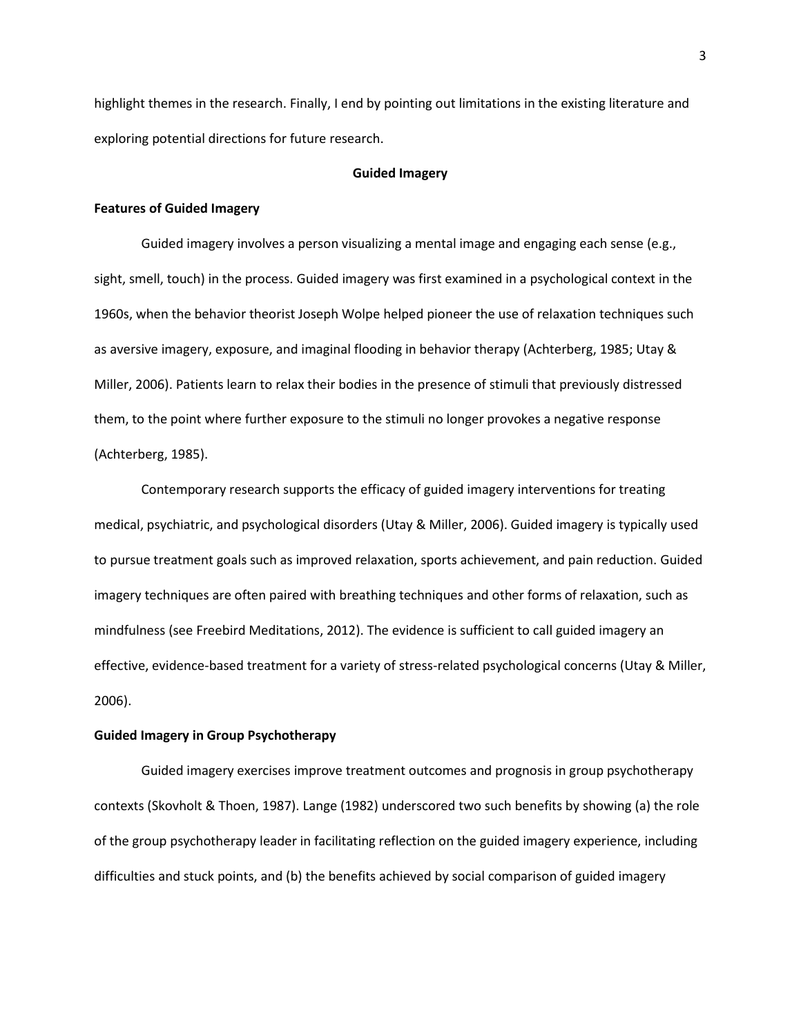highlight themes in the research. Finally, I end by pointing out limitations in the existing literature and exploring potential directions for future research.

## Guided Imagery

### Features of Guided Imagery

Guided imagery involves a person visualizing a mental image and engaging each sense (e.g., sight, smell, touch) in the process. Guided imagery was first examined in a psychological context in the 1960s, when the behavior theorist Joseph Wolpe helped pioneer the use of relaxation techniques such as aversive imagery, exposure, and imaginal flooding in behavior therapy (Achterberg, 1985; Utay & Miller, 2006). Patients learn to relax their bodies in the presence of stimuli that previously distressed them, to the point where further exposure to the stimuli no longer provokes a negative response (Achterberg, 1985).

Contemporary research supports the efficacy of guided imagery interventions for treating medical, psychiatric, and psychological disorders (Utay & Miller, 2006). Guided imagery is typically used to pursue treatment goals such as improved relaxation, sports achievement, and pain reduction. Guided imagery techniques are often paired with breathing techniques and other forms of relaxation, such as mindfulness (see Freebird Meditations, 2012). The evidence is sufficient to call guided imagery an effective, evidence-based treatment for a variety of stress-related psychological concerns (Utay & Miller, 2006).

### Guided Imagery in Group Psychotherapy

Guided imagery exercises improve treatment outcomes and prognosis in group psychotherapy contexts (Skovholt & Thoen, 1987). Lange (1982) underscored two such benefits by showing (a) the role of the group psychotherapy leader in facilitating reflection on the guided imagery experience, including difficulties and stuck points, and (b) the benefits achieved by social comparison of guided imagery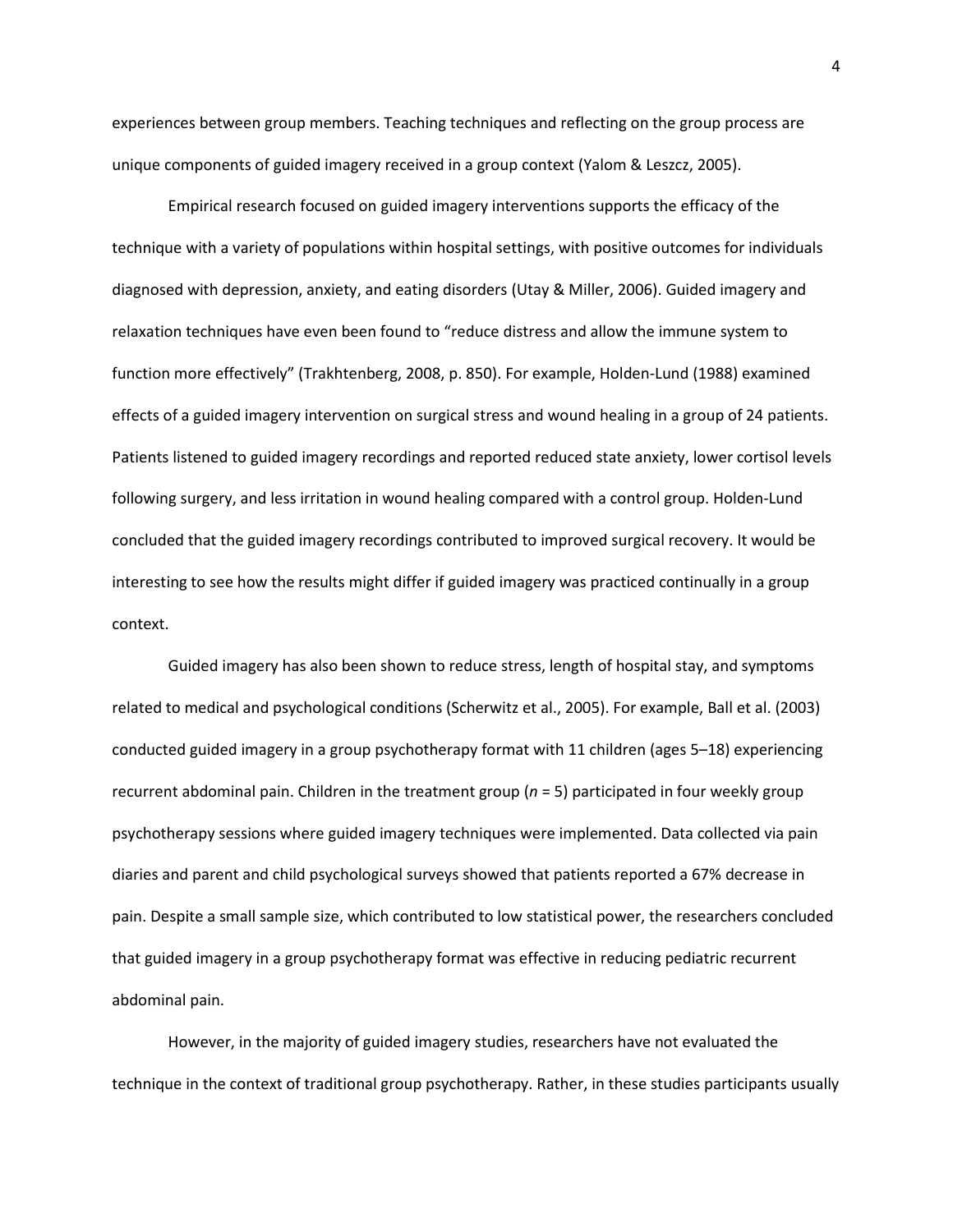experiences between group members. Teaching techniques and reflecting on the group process are unique components of guided imagery received in a group context (Yalom & Leszcz, 2005).

Empirical research focused on guided imagery interventions supports the efficacy of the technique with a variety of populations within hospital settings, with positive outcomes for individuals diagnosed with depression, anxiety, and eating disorders (Utay & Miller, 2006). Guided imagery and relaxation techniques have even been found to "reduce distress and allow the immune system to function more effectively" (Trakhtenberg, 2008, p. 850). For example, Holden-Lund (1988) examined effects of a guided imagery intervention on surgical stress and wound healing in a group of 24 patients. Patients listened to guided imagery recordings and reported reduced state anxiety, lower cortisol levels following surgery, and less irritation in wound healing compared with a control group. Holden-Lund concluded that the guided imagery recordings contributed to improved surgical recovery. It would be interesting to see how the results might differ if guided imagery was practiced continually in a group context.

Guided imagery has also been shown to reduce stress, length of hospital stay, and symptoms related to medical and psychological conditions (Scherwitz et al., 2005). For example, Ball et al. (2003) conducted guided imagery in a group psychotherapy format with 11 children (ages 5–18) experiencing recurrent abdominal pain. Children in the treatment group ($n$ = 5) participated in four weekly group psychotherapy sessions where guided imagery techniques were implemented. Data collected via pain diaries and parent and child psychological surveys showed that patients reported a 67% decrease in pain. Despite a small sample size, which contributed to low statistical power, the researchers concluded that guided imagery in a group psychotherapy format was effective in reducing pediatric recurrent abdominal pain.

However, in the majority of guided imagery studies, researchers have not evaluated the technique in the context of traditional group psychotherapy. Rather, in these studies participants usually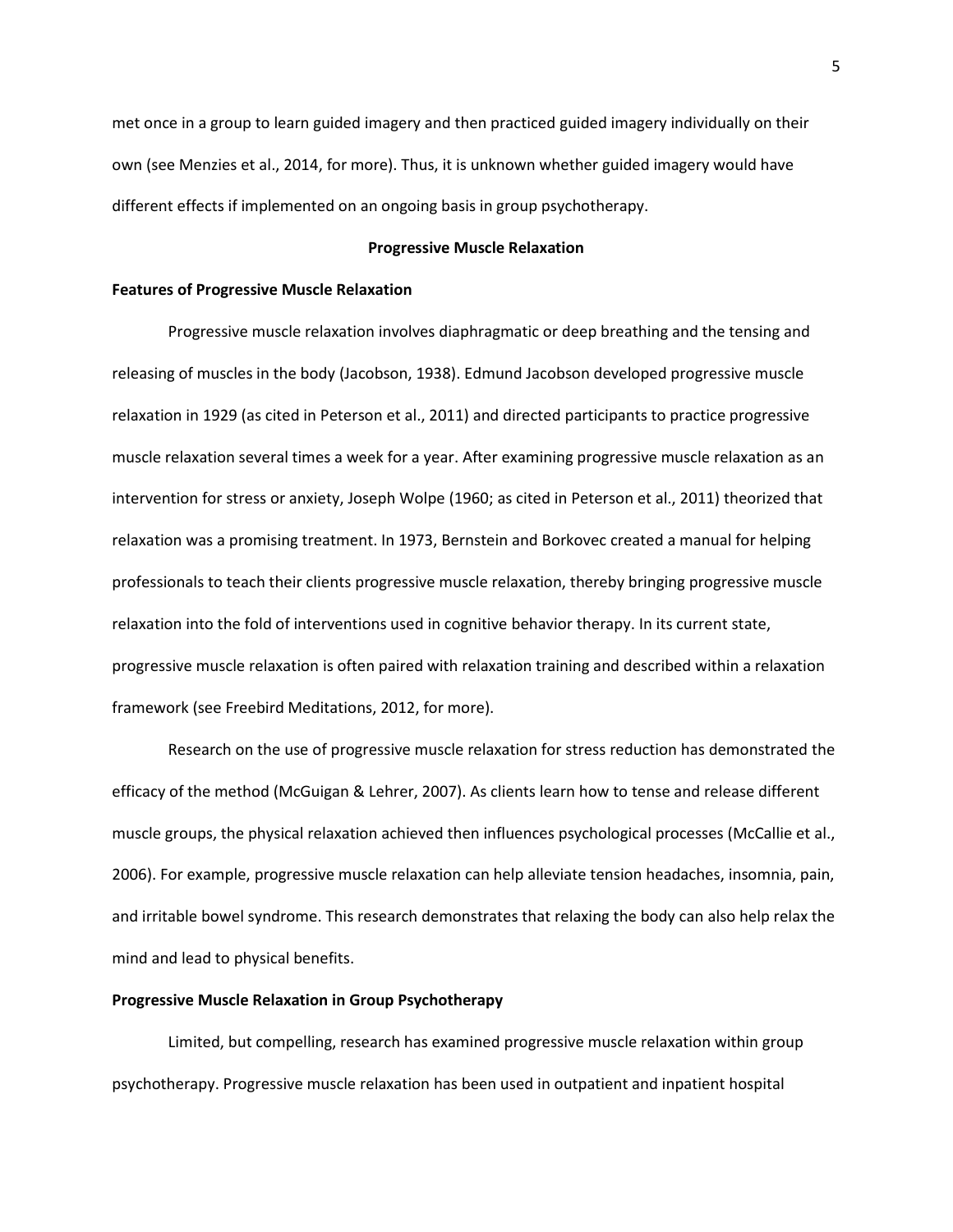met once in a group to learn guided imagery and then practiced guided imagery individually on their own (see Menzies et al., 2014, for more). Thus, it is unknown whether guided imagery would have different effects if implemented on an ongoing basis in group psychotherapy.

## Progressive Muscle Relaxation

### Features of Progressive Muscle Relaxation

Progressive muscle relaxation involves diaphragmatic or deep breathing and the tensing and releasing of muscles in the body (Jacobson, 1938). Edmund Jacobson developed progressive muscle relaxation in 1929 (as cited in Peterson et al., 2011) and directed participants to practice progressive muscle relaxation several times a week for a year. After examining progressive muscle relaxation as an intervention for stress or anxiety, Joseph Wolpe (1960; as cited in Peterson et al., 2011) theorized that relaxation was a promising treatment. In 1973, Bernstein and Borkovec created a manual for helping professionals to teach their clients progressive muscle relaxation, thereby bringing progressive muscle relaxation into the fold of interventions used in cognitive behavior therapy. In its current state, progressive muscle relaxation is often paired with relaxation training and described within a relaxation framework (see Freebird Meditations, 2012, for more).

Research on the use of progressive muscle relaxation for stress reduction has demonstrated the efficacy of the method (McGuigan & Lehrer, 2007). As clients learn how to tense and release different muscle groups, the physical relaxation achieved then influences psychological processes (McCallie et al., 2006). For example, progressive muscle relaxation can help alleviate tension headaches, insomnia, pain, and irritable bowel syndrome. This research demonstrates that relaxing the body can also help relax the mind and lead to physical benefits.

### Progressive Muscle Relaxation in Group Psychotherapy

Limited, but compelling, research has examined progressive muscle relaxation within group psychotherapy. Progressive muscle relaxation has been used in outpatient and inpatient hospital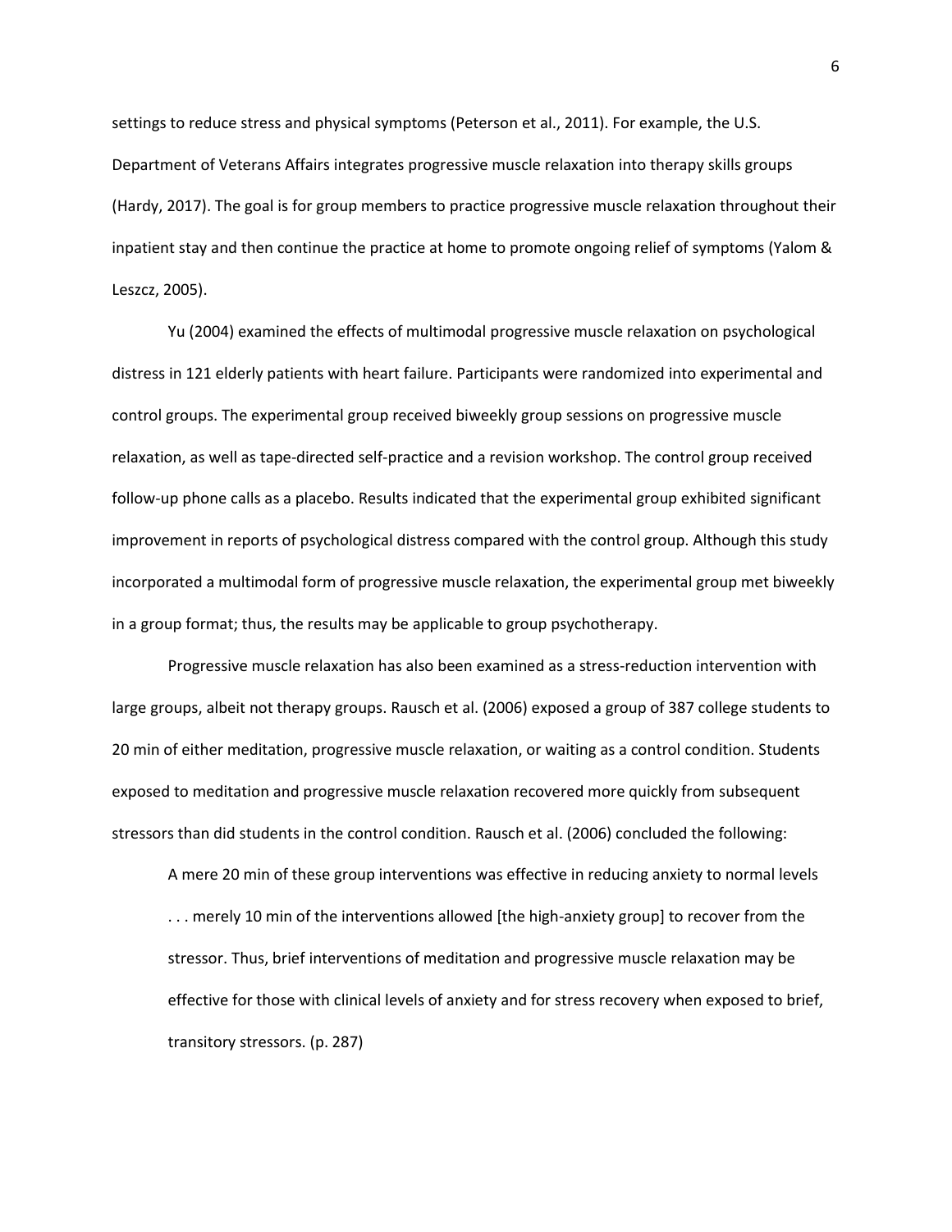settings to reduce stress and physical symptoms (Peterson et al., 2011). For example, the U.S. Department of Veterans Affairs integrates progressive muscle relaxation into therapy skills groups (Hardy, 2017). The goal is for group members to practice progressive muscle relaxation throughout their inpatient stay and then continue the practice at home to promote ongoing relief of symptoms (Yalom & Leszcz, 2005).

Yu (2004) examined the effects of multimodal progressive muscle relaxation on psychological distress in 121 elderly patients with heart failure. Participants were randomized into experimental and control groups. The experimental group received biweekly group sessions on progressive muscle relaxation, as well as tape-directed self-practice and a revision workshop. The control group received follow-up phone calls as a placebo. Results indicated that the experimental group exhibited significant improvement in reports of psychological distress compared with the control group. Although this study incorporated a multimodal form of progressive muscle relaxation, the experimental group met biweekly in a group format; thus, the results may be applicable to group psychotherapy.

Progressive muscle relaxation has also been examined as a stress-reduction intervention with large groups, albeit not therapy groups. Rausch et al. (2006) exposed a group of 387 college students to 20 min of either meditation, progressive muscle relaxation, or waiting as a control condition. Students exposed to meditation and progressive muscle relaxation recovered more quickly from subsequent stressors than did students in the control condition. Rausch et al. (2006) concluded the following:

> A mere 20 min of these group interventions was effective in reducing anxiety to normal levels . . . merely 10 min of the interventions allowed [the high-anxiety group] to recover from the stressor. Thus, brief interventions of meditation and progressive muscle relaxation may be effective for those with clinical levels of anxiety and for stress recovery when exposed to brief, transitory stressors. (p. 287)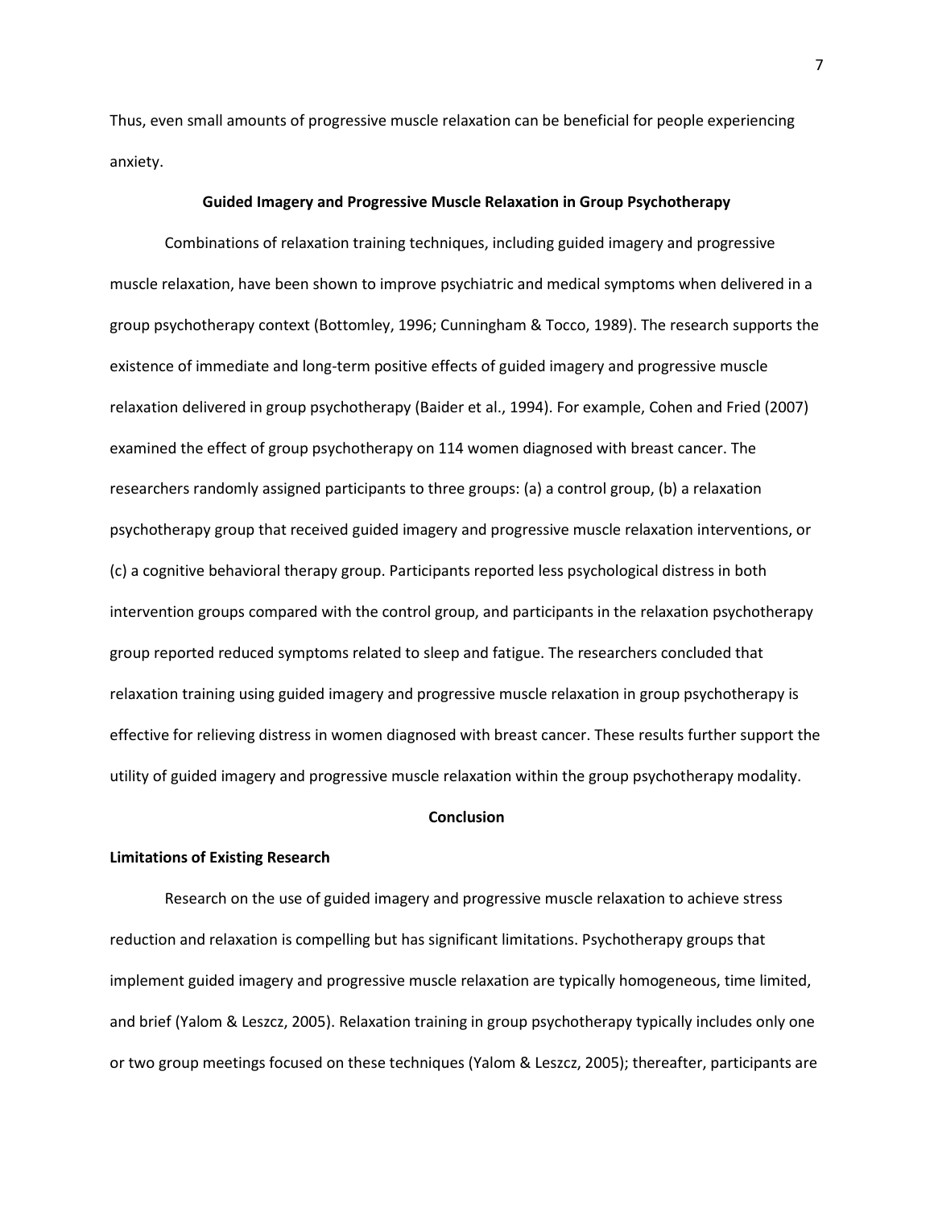Thus, even small amounts of progressive muscle relaxation can be beneficial for people experiencing anxiety.

## Guided Imagery and Progressive Muscle Relaxation in Group Psychotherapy

Combinations of relaxation training techniques, including guided imagery and progressive muscle relaxation, have been shown to improve psychiatric and medical symptoms when delivered in a group psychotherapy context (Bottomley, 1996; Cunningham & Tocco, 1989). The research supports the existence of immediate and long-term positive effects of guided imagery and progressive muscle relaxation delivered in group psychotherapy (Baider et al., 1994). For example, Cohen and Fried (2007) examined the effect of group psychotherapy on 114 women diagnosed with breast cancer. The researchers randomly assigned participants to three groups: (a) a control group, (b) a relaxation psychotherapy group that received guided imagery and progressive muscle relaxation interventions, or (c) a cognitive behavioral therapy group. Participants reported less psychological distress in both intervention groups compared with the control group, and participants in the relaxation psychotherapy group reported reduced symptoms related to sleep and fatigue. The researchers concluded that relaxation training using guided imagery and progressive muscle relaxation in group psychotherapy is effective for relieving distress in women diagnosed with breast cancer. These results further support the utility of guided imagery and progressive muscle relaxation within the group psychotherapy modality.

## Conclusion

### Limitations of Existing Research

Research on the use of guided imagery and progressive muscle relaxation to achieve stress reduction and relaxation is compelling but has significant limitations. Psychotherapy groups that implement guided imagery and progressive muscle relaxation are typically homogeneous, time limited, and brief (Yalom & Leszcz, 2005). Relaxation training in group psychotherapy typically includes only one or two group meetings focused on these techniques (Yalom & Leszcz, 2005); thereafter, participants are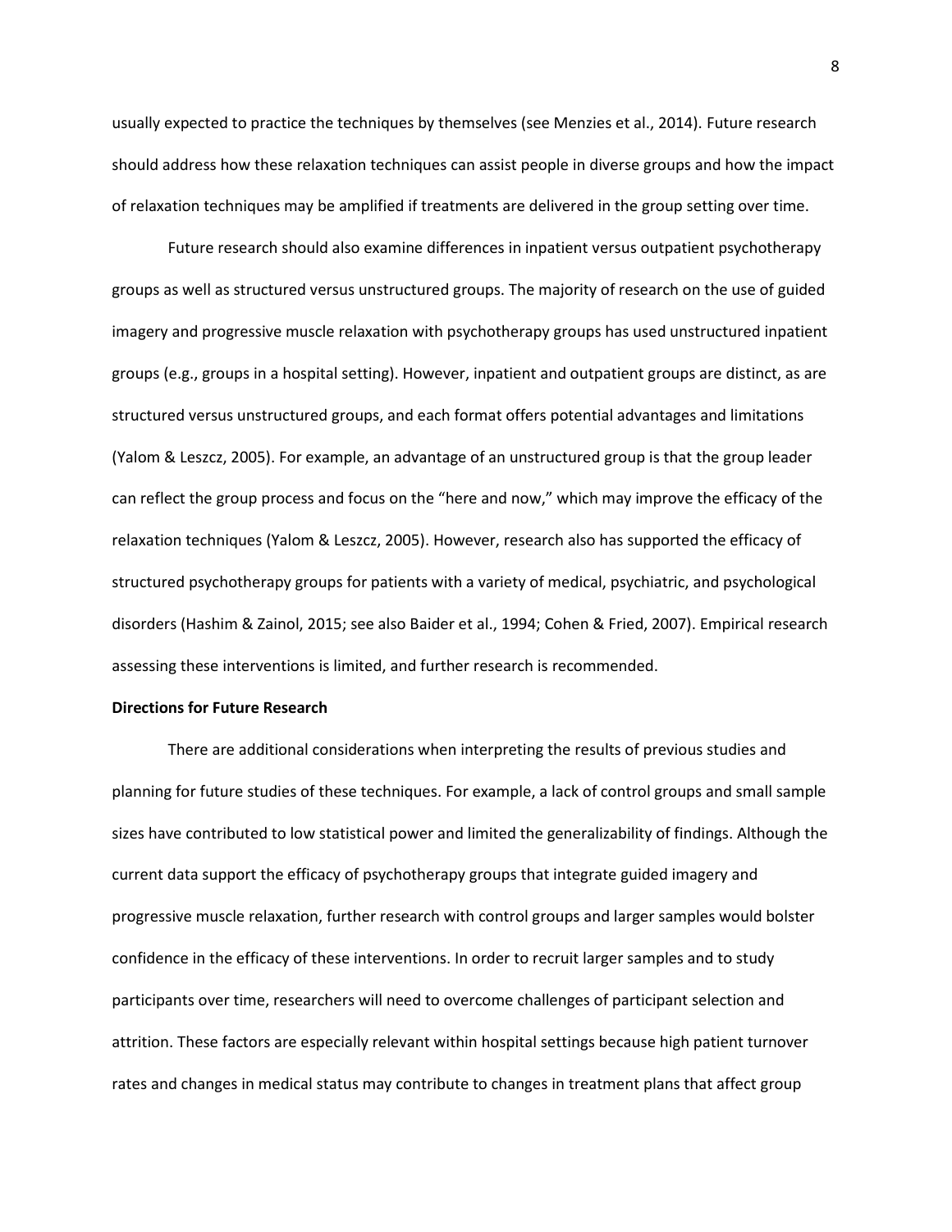usually expected to practice the techniques by themselves (see Menzies et al., 2014). Future research should address how these relaxation techniques can assist people in diverse groups and how the impact of relaxation techniques may be amplified if treatments are delivered in the group setting over time.

Future research should also examine differences in inpatient versus outpatient psychotherapy groups as well as structured versus unstructured groups. The majority of research on the use of guided imagery and progressive muscle relaxation with psychotherapy groups has used unstructured inpatient groups (e.g., groups in a hospital setting). However, inpatient and outpatient groups are distinct, as are structured versus unstructured groups, and each format offers potential advantages and limitations (Yalom & Leszcz, 2005). For example, an advantage of an unstructured group is that the group leader can reflect the group process and focus on the "here and now," which may improve the efficacy of the relaxation techniques (Yalom & Leszcz, 2005). However, research also has supported the efficacy of structured psychotherapy groups for patients with a variety of medical, psychiatric, and psychological disorders (Hashim & Zainol, 2015; see also Baider et al., 1994; Cohen & Fried, 2007). Empirical research assessing these interventions is limited, and further research is recommended.

**Directions for Future Research**

There are additional considerations when interpreting the results of previous studies and planning for future studies of these techniques. For example, a lack of control groups and small sample sizes have contributed to low statistical power and limited the generalizability of findings. Although the current data support the efficacy of psychotherapy groups that integrate guided imagery and progressive muscle relaxation, further research with control groups and larger samples would bolster confidence in the efficacy of these interventions. In order to recruit larger samples and to study participants over time, researchers will need to overcome challenges of participant selection and attrition. These factors are especially relevant within hospital settings because high patient turnover rates and changes in medical status may contribute to changes in treatment plans that affect group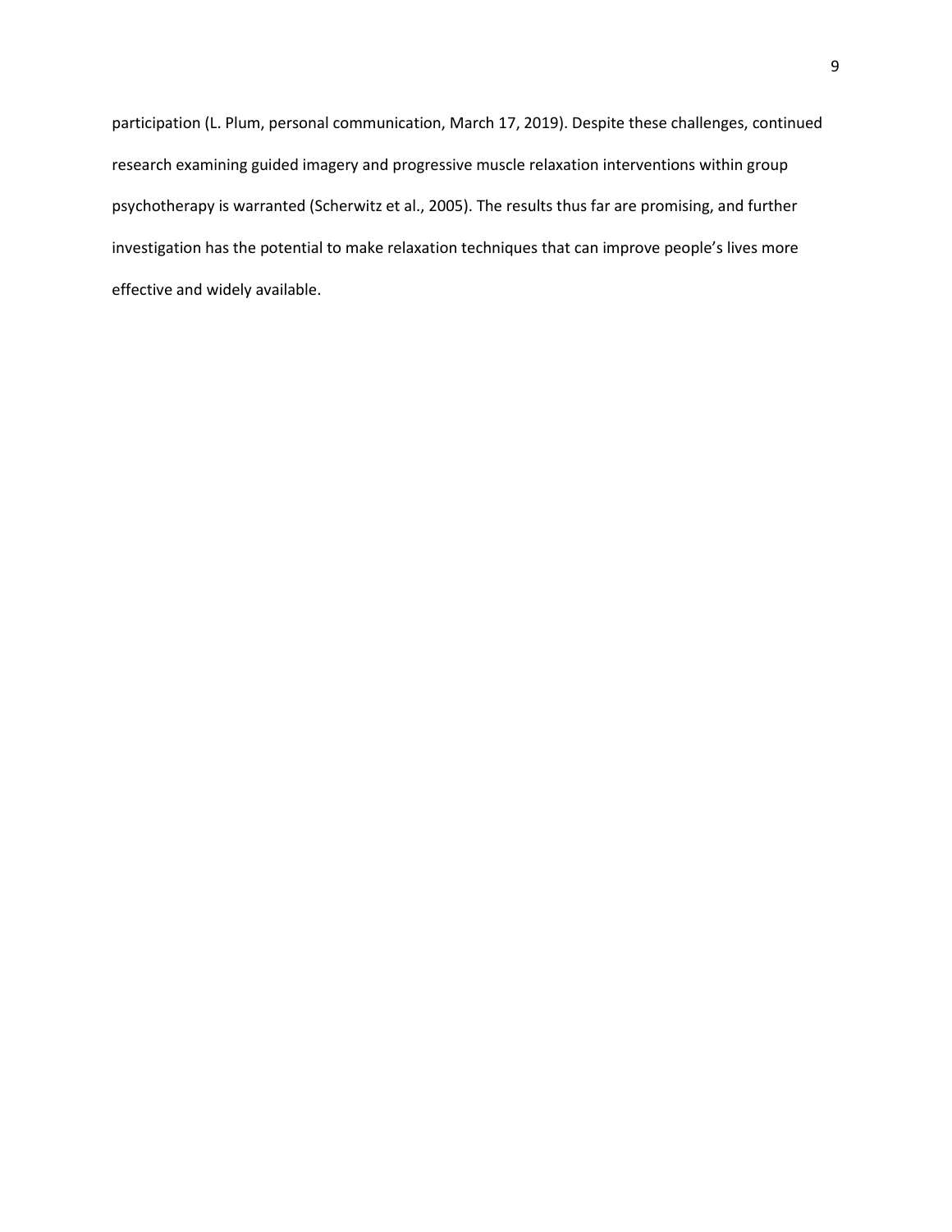participation (L. Plum, personal communication, March 17, 2019). Despite these challenges, continued research examining guided imagery and progressive muscle relaxation interventions within group psychotherapy is warranted (Scherwitz et al., 2005). The results thus far are promising, and further investigation has the potential to make relaxation techniques that can improve people's lives more effective and widely available.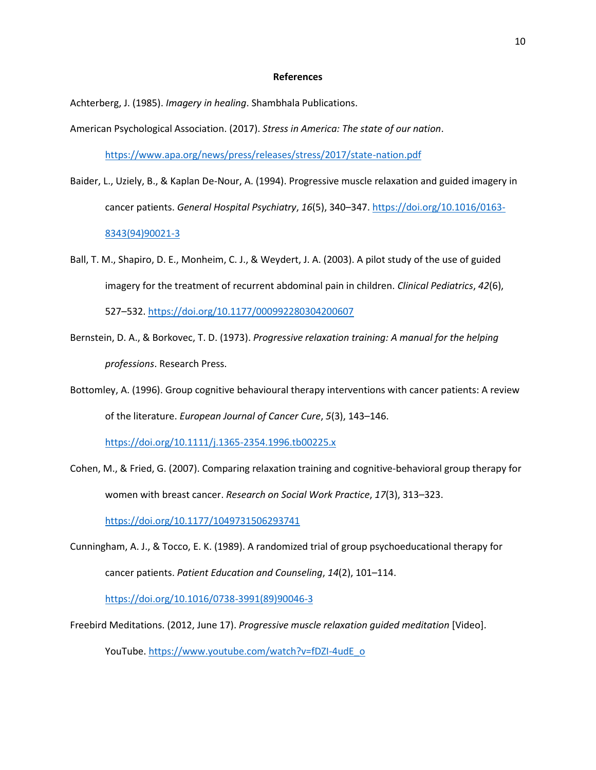# References

Achterberg, J. (1985). *Imagery in healing*. Shambhala Publications.

American Psychological Association. (2017). *Stress in America: The state of our nation*. https://www.apa.org/news/press/releases/stress/2017/state-nation.pdf

Baider, L., Uziely, B., & Kaplan De-Nour, A. (1994). Progressive muscle relaxation and guided imagery in cancer patients. *General Hospital Psychiatry*, *16*(5), 340–347. https://doi.org/10.1016/0163-8343(94)90021-3

Ball, T. M., Shapiro, D. E., Monheim, C. J., & Weydert, J. A. (2003). A pilot study of the use of guided imagery for the treatment of recurrent abdominal pain in children. *Clinical Pediatrics*, *42*(6), 527–532. https://doi.org/10.1177/000992280304200607

Bernstein, D. A., & Borkovec, T. D. (1973). *Progressive relaxation training: A manual for the helping professions*. Research Press.

Bottomley, A. (1996). Group cognitive behavioural therapy interventions with cancer patients: A review of the literature. *European Journal of Cancer Cure*, *5*(3), 143–146. https://doi.org/10.1111/j.1365-2354.1996.tb00225.x

Cohen, M., & Fried, G. (2007). Comparing relaxation training and cognitive-behavioral group therapy for women with breast cancer. *Research on Social Work Practice*, *17*(3), 313–323. https://doi.org/10.1177/1049731506293741

Cunningham, A. J., & Tocco, E. K. (1989). A randomized trial of group psychoeducational therapy for cancer patients. *Patient Education and Counseling*, *14*(2), 101–114. https://doi.org/10.1016/0738-3991(89)90046-3

Freebird Meditations. (2012, June 17). *Progressive muscle relaxation guided meditation* [Video]. YouTube. https://www.youtube.com/watch?v=fDZI-4udE_o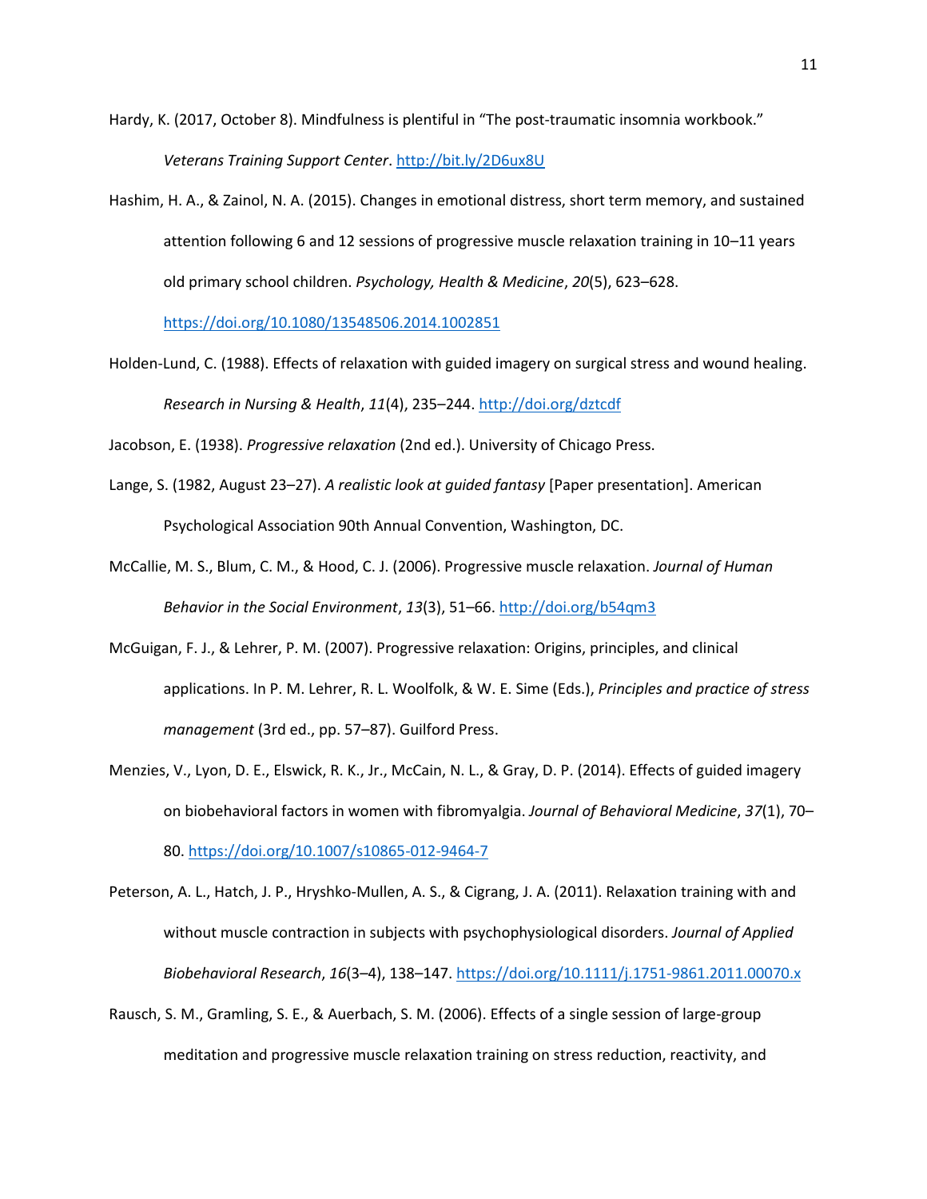Hardy, K. (2017, October 8). Mindfulness is plentiful in "The post-traumatic insomnia workbook." *Veterans Training Support Center*. http://bit.ly/2D6ux8U

Hashim, H. A., & Zainol, N. A. (2015). Changes in emotional distress, short term memory, and sustained attention following 6 and 12 sessions of progressive muscle relaxation training in 10–11 years old primary school children. *Psychology, Health & Medicine*, *20*(5), 623–628. https://doi.org/10.1080/13548506.2014.1002851

Holden-Lund, C. (1988). Effects of relaxation with guided imagery on surgical stress and wound healing. *Research in Nursing & Health*, *11*(4), 235–244. http://doi.org/dztcdf

Jacobson, E. (1938). *Progressive relaxation* (2nd ed.). University of Chicago Press.

Lange, S. (1982, August 23–27). *A realistic look at guided fantasy* [Paper presentation]. American Psychological Association 90th Annual Convention, Washington, DC.

McCallie, M. S., Blum, C. M., & Hood, C. J. (2006). Progressive muscle relaxation. *Journal of Human Behavior in the Social Environment*, *13*(3), 51–66. http://doi.org/b54qm3

McGuigan, F. J., & Lehrer, P. M. (2007). Progressive relaxation: Origins, principles, and clinical applications. In P. M. Lehrer, R. L. Woolfolk, & W. E. Sime (Eds.), *Principles and practice of stress management* (3rd ed., pp. 57–87). Guilford Press.

Menzies, V., Lyon, D. E., Elswick, R. K., Jr., McCain, N. L., & Gray, D. P. (2014). Effects of guided imagery on biobehavioral factors in women with fibromyalgia. *Journal of Behavioral Medicine*, *37*(1), 70–80. https://doi.org/10.1007/s10865-012-9464-7

Peterson, A. L., Hatch, J. P., Hryshko-Mullen, A. S., & Cigrang, J. A. (2011). Relaxation training with and without muscle contraction in subjects with psychophysiological disorders. *Journal of Applied Biobehavioral Research*, *16*(3–4), 138–147. https://doi.org/10.1111/j.1751-9861.2011.00070.x

Rausch, S. M., Gramling, S. E., & Auerbach, S. M. (2006). Effects of a single session of large-group meditation and progressive muscle relaxation training on stress reduction, reactivity, and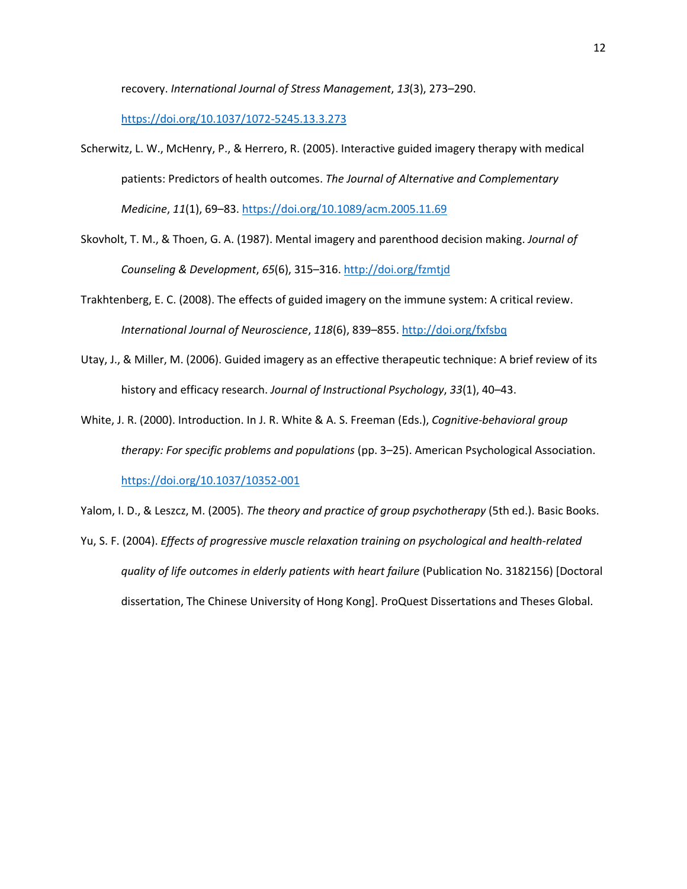recovery. *International Journal of Stress Management*, *13*(3), 273–290. https://doi.org/10.1037/1072-5245.13.3.273

Scherwitz, L. W., McHenry, P., & Herrero, R. (2005). Interactive guided imagery therapy with medical patients: Predictors of health outcomes. *The Journal of Alternative and Complementary Medicine*, *11*(1), 69–83. https://doi.org/10.1089/acm.2005.11.69

Skovholt, T. M., & Thoen, G. A. (1987). Mental imagery and parenthood decision making. *Journal of Counseling & Development*, *65*(6), 315–316. http://doi.org/fzmtjd

Trakhtenberg, E. C. (2008). The effects of guided imagery on the immune system: A critical review. *International Journal of Neuroscience*, *118*(6), 839–855. http://doi.org/fxfsbq

Utay, J., & Miller, M. (2006). Guided imagery as an effective therapeutic technique: A brief review of its history and efficacy research. *Journal of Instructional Psychology*, *33*(1), 40–43.

White, J. R. (2000). Introduction. In J. R. White & A. S. Freeman (Eds.), *Cognitive-behavioral group therapy: For specific problems and populations* (pp. 3–25). American Psychological Association. https://doi.org/10.1037/10352-001

Yalom, I. D., & Leszcz, M. (2005). *The theory and practice of group psychotherapy* (5th ed.). Basic Books.

Yu, S. F. (2004). *Effects of progressive muscle relaxation training on psychological and health-related quality of life outcomes in elderly patients with heart failure* (Publication No. 3182156) [Doctoral dissertation, The Chinese University of Hong Kong]. ProQuest Dissertations and Theses Global.